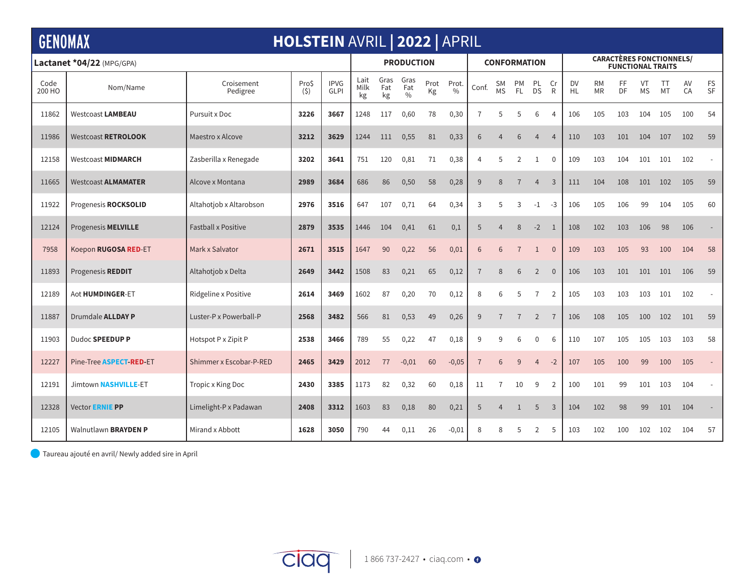# GENOMAX

## HOLSTEIN AVRIL | 2022 | APRIL

| Lactanet *04/22 (MPG/GPA) | | | | | PRODUCTION | | | | | CONFORMATION | | | | | CARACTÈRES FONCTIONNELS/ FUNCTIONAL TRAITS | | | | | | |
|---|---|---|---|---|---|---|---|---|---|---|---|---|---|---|---|---|---|---|---|---|---|
| Code 200 HO | Nom/Name | Croisement Pedigree | Pro$ ($) | IPVG GLPI | Lait Milk kg | Gras Fat kg | Gras Fat % | Prot Kg | Prot. % | Conf. | SM MS | PM FL | PL DS | Cr R | DV HL | RM MR | FF DF | VT MS | TT MT | AV CA | FS SF |
| 11862 | Westcoast **LAMBEAU** | Pursuit x Doc | **3226** | **3667** | 1248 | 117 | 0,60 | 78 | 0,30 | 7 | 5 | 5 | 6 | 4 | 106 | 105 | 103 | 104 | 105 | 100 | 54 |
| 11986 | Westcoast **RETROLOOK** | Maestro x Alcove | **3212** | **3629** | 1244 | 111 | 0,55 | 81 | 0,33 | 6 | 4 | 6 | 4 | 4 | 110 | 103 | 101 | 104 | 107 | 102 | 59 |
| 12158 | Westcoast **MIDMARCH** | Zasberilla x Renegade | **3202** | **3641** | 751 | 120 | 0,81 | 71 | 0,38 | 4 | 5 | 2 | 1 | 0 | 109 | 103 | 104 | 101 | 101 | 102 | - |
| 11665 | Westcoast **ALMAMATER** | Alcove x Montana | **2989** | **3684** | 686 | 86 | 0,50 | 58 | 0,28 | 9 | 8 | 7 | 4 | 3 | 111 | 104 | 108 | 101 | 102 | 105 | 59 |
| 11922 | Progenesis **ROCKSOLID** | Altahotjob x Altarobson | **2976** | **3516** | 647 | 107 | 0,71 | 64 | 0,34 | 3 | 5 | 3 | -1 | -3 | 106 | 105 | 106 | 99 | 104 | 105 | 60 |
| 12124 | Progenesis **MELVILLE** | Fastball x Positive | **2879** | **3535** | 1446 | 104 | 0,41 | 61 | 0,1 | 5 | 4 | 8 | -2 | 1 | 108 | 102 | 103 | 106 | 98 | 106 | - |
| 7958 | Koepon **RUGOSA RED**-ET | Mark x Salvator | **2671** | **3515** | 1647 | 90 | 0,22 | 56 | 0,01 | 6 | 6 | 7 | 1 | 0 | 109 | 103 | 105 | 93 | 100 | 104 | 58 |
| 11893 | Progenesis **REDDIT** | Altahotjob x Delta | **2649** | **3442** | 1508 | 83 | 0,21 | 65 | 0,12 | 7 | 8 | 6 | 2 | 0 | 106 | 103 | 101 | 101 | 101 | 106 | 59 |
| 12189 | Aot **HUMDINGER**-ET | Ridgeline x Positive | **2614** | **3469** | 1602 | 87 | 0,20 | 70 | 0,12 | 8 | 6 | 5 | 7 | 2 | 105 | 103 | 103 | 103 | 101 | 102 | - |
| 11887 | Drumdale **ALLDAY P** | Luster-P x Powerball-P | **2568** | **3482** | 566 | 81 | 0,53 | 49 | 0,26 | 9 | 7 | 7 | 2 | 7 | 106 | 108 | 105 | 100 | 102 | 101 | 59 |
| 11903 | Dudoc **SPEEDUP P** | Hotspot P x Zipit P | **2538** | **3466** | 789 | 55 | 0,22 | 47 | 0,18 | 9 | 9 | 6 | 0 | 6 | 110 | 107 | 105 | 105 | 103 | 103 | 58 |
| 12227 | Pine-Tree **ASPECT-RED**-ET | Shimmer x Escobar-P-RED | **2465** | **3429** | 2012 | 77 | -0,01 | 60 | -0,05 | 7 | 6 | 9 | 4 | -2 | 107 | 105 | 100 | 99 | 100 | 105 | - |
| 12191 | Jimtown **NASHVILLE**-ET | Tropic x King Doc | **2430** | **3385** | 1173 | 82 | 0,32 | 60 | 0,18 | 11 | 7 | 10 | 9 | 2 | 100 | 101 | 99 | 101 | 103 | 104 | - |
| 12328 | Vector **ERNIE PP** | Limelight-P x Padawan | **2408** | **3312** | 1603 | 83 | 0,18 | 80 | 0,21 | 5 | 4 | 1 | 5 | 3 | 104 | 102 | 98 | 99 | 101 | 104 | - |
| 12105 | Walnutlawn **BRAYDEN P** | Mirand x Abbott | **1628** | **3050** | 790 | 44 | 0,11 | 26 | -0,01 | 8 | 8 | 5 | 2 | 5 | 103 | 102 | 100 | 102 | 102 | 104 | 57 |

Taureau ajouté en avril/ Newly added sire in April

ciaq 1 866 737-2427 • ciaq.com •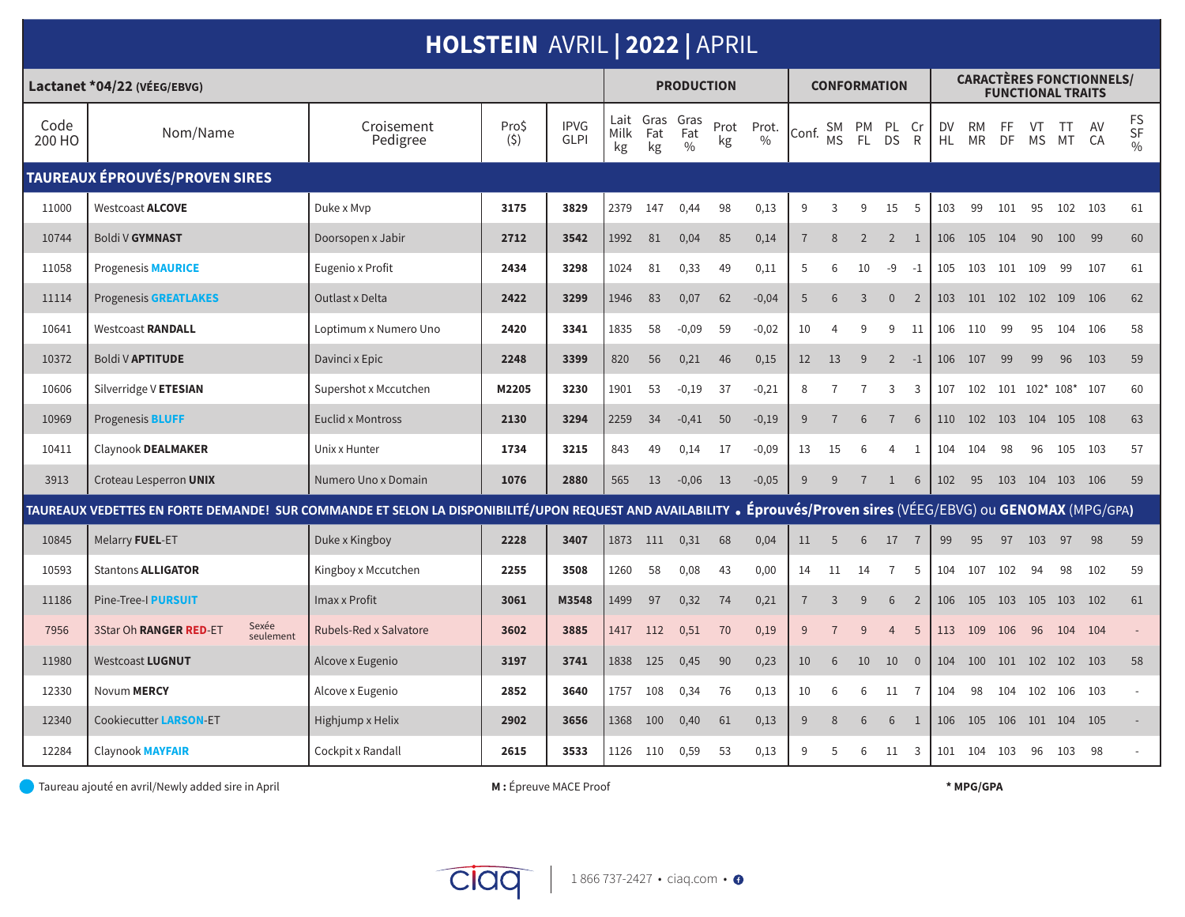# HOLSTEIN AVRIL | 2022 | APRIL

| Lactanet *04/22 (VÉEG/EBVG) | | | | | PRODUCTION | | | | | CONFORMATION | | | | | CARACTÈRES FONCTIONNELS/ FUNCTIONAL TRAITS | | | | | | |
|---|---|---|---|---|---|---|---|---|---|---|---|---|---|---|---|---|---|---|---|---|---|
| Code 200 HO | Nom/Name | Croisement Pedigree | Pro$ ($) | IPVG GLPI | Lait Milk kg | Gras Fat kg | Gras Fat % | Prot kg | Prot. % | Conf. | SM MS | PM FL | PL DS | Cr R | DV HL | RM MR | FF DF | VT MS | TT MT | AV CA | FS SF % |
| **TAUREAUX ÉPROUVÉS/PROVEN SIRES** | | | | | | | | | | | | | | | | | | | | | |
| 11000 | Westcoast **ALCOVE** | Duke x Mvp | **3175** | **3829** | 2379 | 147 | 0,44 | 98 | 0,13 | 9 | 3 | 9 | 15 | 5 | 103 | 99 | 101 | 95 | 102 | 103 | 61 |
| 10744 | Boldi V **GYMNAST** | Doorsopen x Jabir | **2712** | **3542** | 1992 | 81 | 0,04 | 85 | 0,14 | 7 | 8 | 2 | 2 | 1 | 106 | 105 | 104 | 90 | 100 | 99 | 60 |
| 11058 | Progenesis **MAURICE** | Eugenio x Profit | **2434** | **3298** | 1024 | 81 | 0,33 | 49 | 0,11 | 5 | 6 | 10 | -9 | -1 | 105 | 103 | 101 | 109 | 99 | 107 | 61 |
| 11114 | Progenesis **GREATLAKES** | Outlast x Delta | **2422** | **3299** | 1946 | 83 | 0,07 | 62 | -0,04 | 5 | 6 | 3 | 0 | 2 | 103 | 101 | 102 | 102 | 109 | 106 | 62 |
| 10641 | Westcoast **RANDALL** | Loptimum x Numero Uno | **2420** | **3341** | 1835 | 58 | -0,09 | 59 | -0,02 | 10 | 4 | 9 | 9 | 11 | 106 | 110 | 99 | 95 | 104 | 106 | 58 |
| 10372 | Boldi V **APTITUDE** | Davinci x Epic | **2248** | **3399** | 820 | 56 | 0,21 | 46 | 0,15 | 12 | 13 | 9 | 2 | -1 | 106 | 107 | 99 | 99 | 96 | 103 | 59 |
| 10606 | Silverridge V **ETESIAN** | Supershot x Mccutchen | **M2205** | **3230** | 1901 | 53 | -0,19 | 37 | -0,21 | 8 | 7 | 7 | 3 | 3 | 107 | 102 | 101 | 102* | 108* | 107 | 60 |
| 10969 | Progenesis **BLUFF** | Euclid x Montross | **2130** | **3294** | 2259 | 34 | -0,41 | 50 | -0,19 | 9 | 7 | 6 | 7 | 6 | 110 | 102 | 103 | 104 | 105 | 108 | 63 |
| 10411 | Claynook **DEALMAKER** | Unix x Hunter | **1734** | **3215** | 843 | 49 | 0,14 | 17 | -0,09 | 13 | 15 | 6 | 4 | 1 | 104 | 104 | 98 | 96 | 105 | 103 | 57 |
| 3913 | Croteau Lesperron **UNIX** | Numero Uno x Domain | **1076** | **2880** | 565 | 13 | -0,06 | 13 | -0,05 | 9 | 9 | 7 | 1 | 6 | 102 | 95 | 103 | 104 | 103 | 106 | 59 |
| **TAUREAUX VEDETTES EN FORTE DEMANDE! SUR COMMANDE ET SELON LA DISPONIBILITÉ/UPON REQUEST AND AVAILABILITY • Éprouvés/Proven sires** (VÉEG/EBVG) ou **GENOMAX** (MPG/GPA) | | | | | | | | | | | | | | | | | | | | | |
| 10845 | Melarry **FUEL**-ET | Duke x Kingboy | **2228** | **3407** | 1873 | 111 | 0,31 | 68 | 0,04 | 11 | 5 | 6 | 17 | 7 | 99 | 95 | 97 | 103 | 97 | 98 | 59 |
| 10593 | Stantons **ALLIGATOR** | Kingboy x Mccutchen | **2255** | **3508** | 1260 | 58 | 0,08 | 43 | 0,00 | 14 | 11 | 14 | 7 | 5 | 104 | 107 | 102 | 94 | 98 | 102 | 59 |
| 11186 | Pine-Tree-I **PURSUIT** | Imax x Profit | **3061** | **M3548** | 1499 | 97 | 0,32 | 74 | 0,21 | 7 | 3 | 9 | 6 | 2 | 106 | 105 | 103 | 105 | 103 | 102 | 61 |
| 7956 | 3Star Oh **RANGER RED**-ET Sexée seulement | Rubels-Red x Salvatore | **3602** | **3885** | 1417 | 112 | 0,51 | 70 | 0,19 | 9 | 7 | 9 | 4 | 5 | 113 | 109 | 106 | 96 | 104 | 104 | - |
| 11980 | Westcoast **LUGNUT** | Alcove x Eugenio | **3197** | **3741** | 1838 | 125 | 0,45 | 90 | 0,23 | 10 | 6 | 10 | 10 | 0 | 104 | 100 | 101 | 102 | 102 | 103 | 58 |
| 12330 | Novum **MERCY** | Alcove x Eugenio | **2852** | **3640** | 1757 | 108 | 0,34 | 76 | 0,13 | 10 | 6 | 6 | 11 | 7 | 104 | 98 | 104 | 102 | 106 | 103 | - |
| 12340 | Cookiecutter **LARSON**-ET | Highjump x Helix | **2902** | **3656** | 1368 | 100 | 0,40 | 61 | 0,13 | 9 | 8 | 6 | 6 | 1 | 106 | 105 | 106 | 101 | 104 | 105 | - |
| 12284 | Claynook **MAYFAIR** | Cockpit x Randall | **2615** | **3533** | 1126 | 110 | 0,59 | 53 | 0,13 | 9 | 5 | 6 | 11 | 3 | 101 | 104 | 103 | 96 | 103 | 98 | - |

● Taureau ajouté en avril/Newly added sire in April

**M :** Épreuve MACE Proof

**\* MPG/GPA**

ciaq | 1 866 737-2427 • ciaq.com